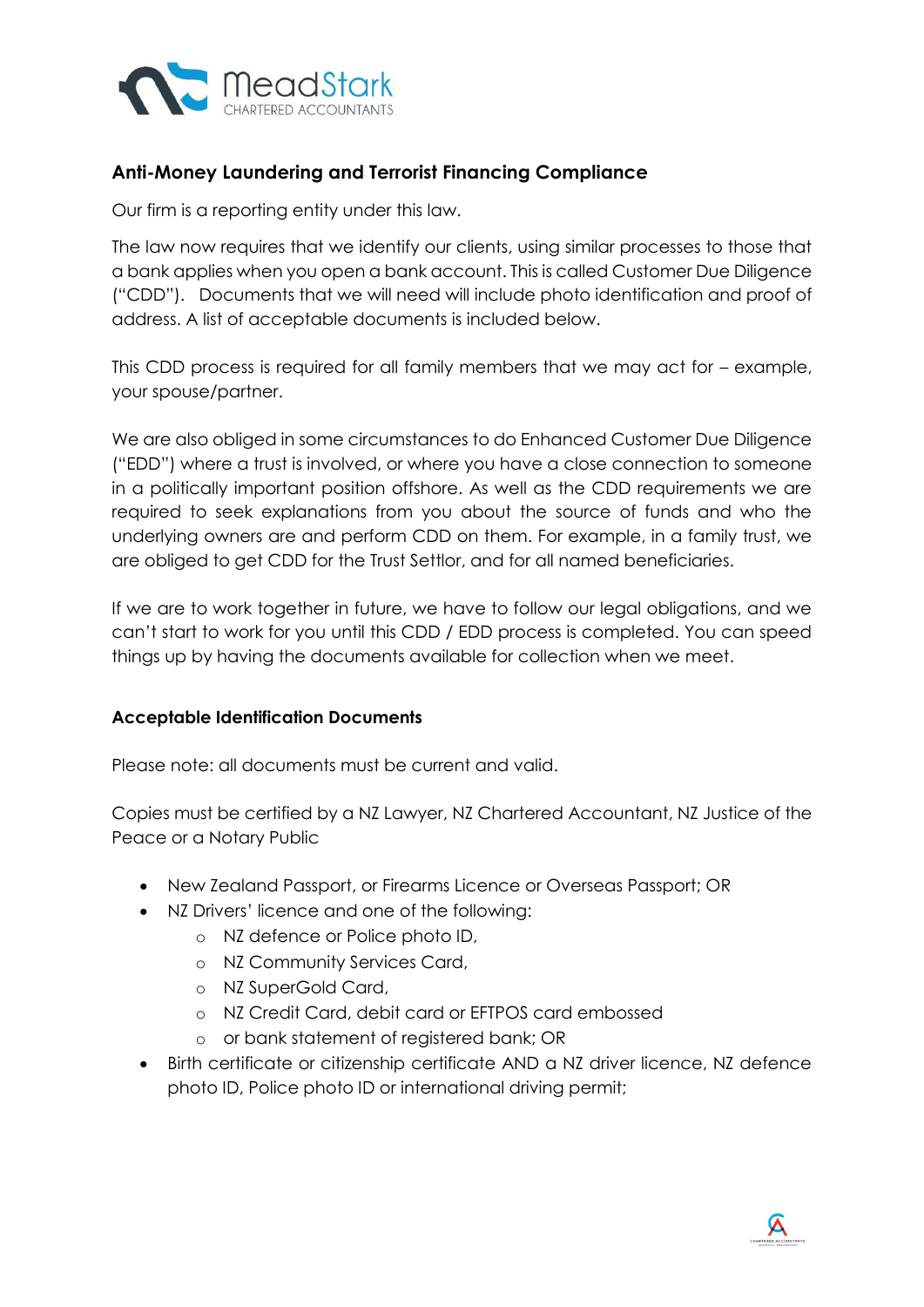MeadStark
CHARTERED ACCOUNTANTS

## Anti-Money Laundering and Terrorist Financing Compliance

Our firm is a reporting entity under this law.

The law now requires that we identify our clients, using similar processes to those that a bank applies when you open a bank account. This is called Customer Due Diligence ("CDD"). Documents that we will need will include photo identification and proof of address. A list of acceptable documents is included below.

This CDD process is required for all family members that we may act for – example, your spouse/partner.

We are also obliged in some circumstances to do Enhanced Customer Due Diligence ("EDD") where a trust is involved, or where you have a close connection to someone in a politically important position offshore. As well as the CDD requirements we are required to seek explanations from you about the source of funds and who the underlying owners are and perform CDD on them. For example, in a family trust, we are obliged to get CDD for the Trust Settlor, and for all named beneficiaries.

If we are to work together in future, we have to follow our legal obligations, and we can't start to work for you until this CDD / EDD process is completed. You can speed things up by having the documents available for collection when we meet.

### Acceptable Identification Documents

Please note: all documents must be current and valid.

Copies must be certified by a NZ Lawyer, NZ Chartered Accountant, NZ Justice of the Peace or a Notary Public

- New Zealand Passport, or Firearms Licence or Overseas Passport; OR
- NZ Drivers' licence and one of the following:
  - NZ defence or Police photo ID,
  - NZ Community Services Card,
  - NZ SuperGold Card,
  - NZ Credit Card, debit card or EFTPOS card embossed
  - or bank statement of registered bank; OR
- Birth certificate or citizenship certificate AND a NZ driver licence, NZ defence photo ID, Police photo ID or international driving permit;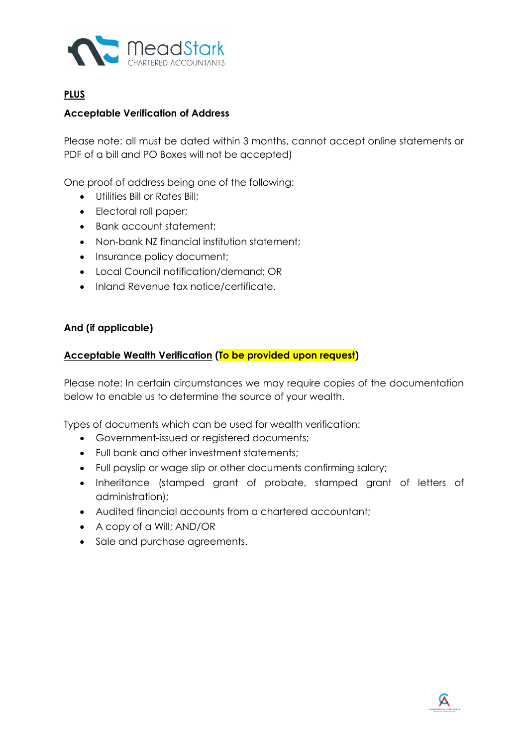**PLUS**

**Acceptable Verification of Address**

Please note: all must be dated within 3 months, cannot accept online statements or PDF of a bill and PO Boxes will not be accepted)

One proof of address being one of the following:

- Utilities Bill or Rates Bill;
- Electoral roll paper;
- Bank account statement;
- Non-bank NZ financial institution statement;
- Insurance policy document;
- Local Council notification/demand; OR
- Inland Revenue tax notice/certificate.

**And (if applicable)**

**Acceptable Wealth Verification (To be provided upon request)**

Please note: In certain circumstances we may require copies of the documentation below to enable us to determine the source of your wealth.

Types of documents which can be used for wealth verification:

- Government-issued or registered documents;
- Full bank and other investment statements;
- Full payslip or wage slip or other documents confirming salary;
- Inheritance (stamped grant of probate, stamped grant of letters of administration);
- Audited financial accounts from a chartered accountant;
- A copy of a Will; AND/OR
- Sale and purchase agreements.